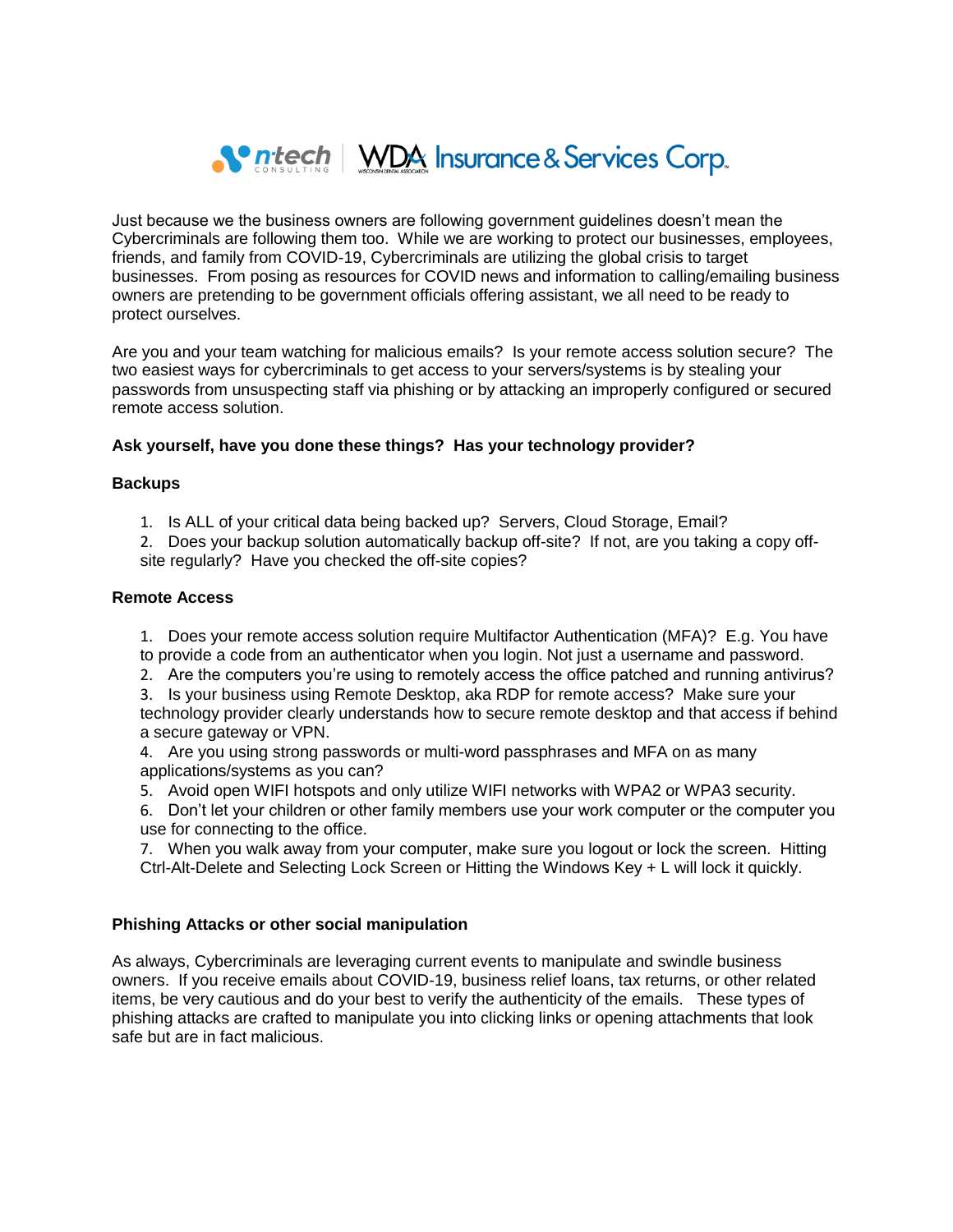Just because we the business owners are following government guidelines doesn't mean the Cybercriminals are following them too. While we are working to protect our businesses, employees, friends, and family from COVID-19, Cybercriminals are utilizing the global crisis to target businesses. From posing as resources for COVID news and information to calling/emailing business owners are pretending to be government officials offering assistant, we all need to be ready to protect ourselves.

Are you and your team watching for malicious emails? Is your remote access solution secure? The two easiest ways for cybercriminals to get access to your servers/systems is by stealing your passwords from unsuspecting staff via phishing or by attacking an improperly configured or secured remote access solution.

**Ask yourself, have you done these things? Has your technology provider?**

**Backups**

1. Is ALL of your critical data being backed up? Servers, Cloud Storage, Email?
2. Does your backup solution automatically backup off-site? If not, are you taking a copy off-site regularly? Have you checked the off-site copies?

**Remote Access**

1. Does your remote access solution require Multifactor Authentication (MFA)? E.g. You have to provide a code from an authenticator when you login. Not just a username and password.
2. Are the computers you're using to remotely access the office patched and running antivirus?
3. Is your business using Remote Desktop, aka RDP for remote access? Make sure your technology provider clearly understands how to secure remote desktop and that access if behind a secure gateway or VPN.
4. Are you using strong passwords or multi-word passphrases and MFA on as many applications/systems as you can?
5. Avoid open WIFI hotspots and only utilize WIFI networks with WPA2 or WPA3 security.
6. Don't let your children or other family members use your work computer or the computer you use for connecting to the office.
7. When you walk away from your computer, make sure you logout or lock the screen. Hitting Ctrl-Alt-Delete and Selecting Lock Screen or Hitting the Windows Key + L will lock it quickly.

**Phishing Attacks or other social manipulation**

As always, Cybercriminals are leveraging current events to manipulate and swindle business owners. If you receive emails about COVID-19, business relief loans, tax returns, or other related items, be very cautious and do your best to verify the authenticity of the emails. These types of phishing attacks are crafted to manipulate you into clicking links or opening attachments that look safe but are in fact malicious.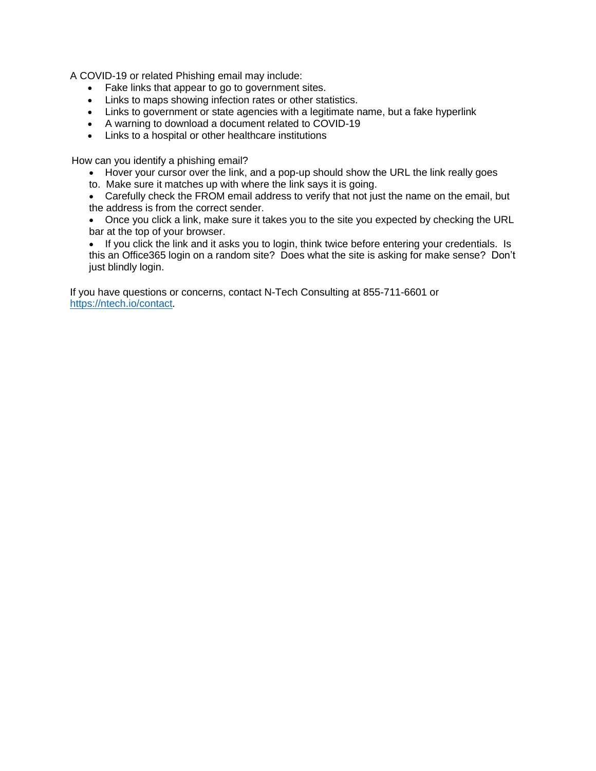A COVID-19 or related Phishing email may include:

- Fake links that appear to go to government sites.
- Links to maps showing infection rates or other statistics.
- Links to government or state agencies with a legitimate name, but a fake hyperlink
- A warning to download a document related to COVID-19
- Links to a hospital or other healthcare institutions

How can you identify a phishing email?

- Hover your cursor over the link, and a pop-up should show the URL the link really goes to. Make sure it matches up with where the link says it is going.
- Carefully check the FROM email address to verify that not just the name on the email, but the address is from the correct sender.
- Once you click a link, make sure it takes you to the site you expected by checking the URL bar at the top of your browser.
- If you click the link and it asks you to login, think twice before entering your credentials. Is this an Office365 login on a random site? Does what the site is asking for make sense? Don't just blindly login.

If you have questions or concerns, contact N-Tech Consulting at 855-711-6601 or [https://ntech.io/contact](https://ntech.io/contact).